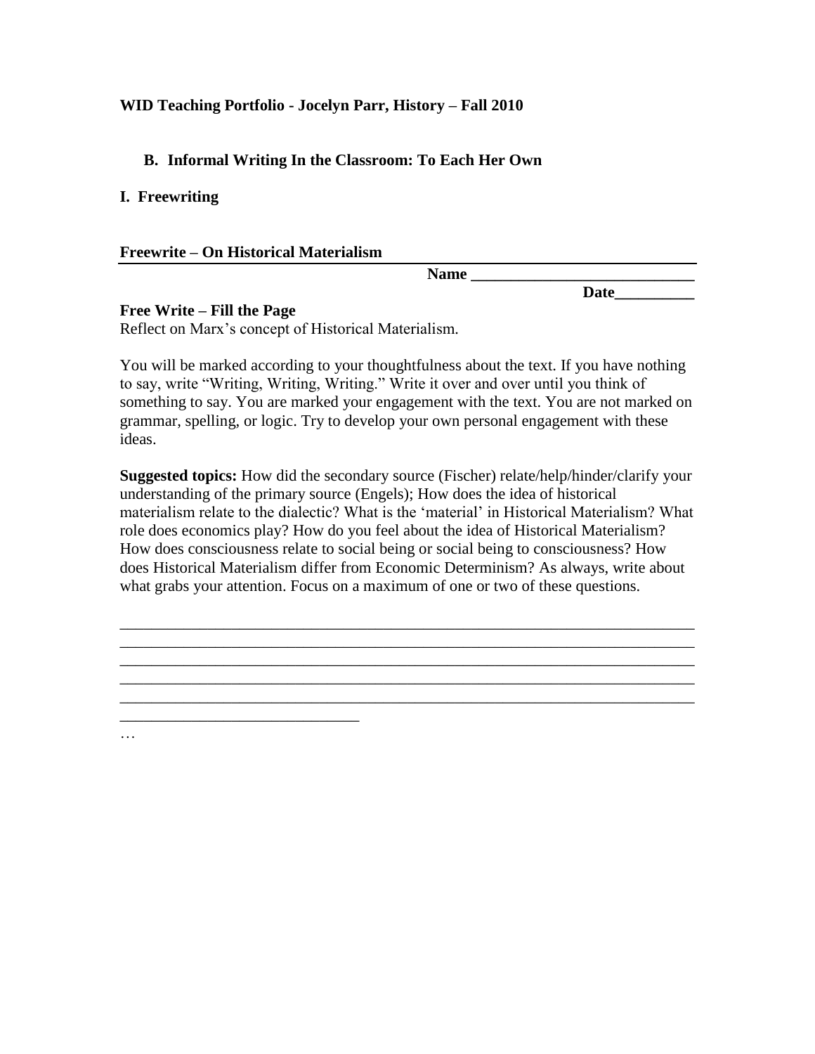**WID Teaching Portfolio - Jocelyn Parr, History – Fall 2010**

## B. Informal Writing In the Classroom: To Each Her Own

### I. Freewriting

**Freewrite – On Historical Materialism**

**Name ____________________________**

**Date__________**

**Free Write – Fill the Page**

Reflect on Marx's concept of Historical Materialism.

You will be marked according to your thoughtfulness about the text. If you have nothing to say, write "Writing, Writing, Writing." Write it over and over until you think of something to say. You are marked your engagement with the text. You are not marked on grammar, spelling, or logic. Try to develop your own personal engagement with these ideas.

**Suggested topics:** How did the secondary source (Fischer) relate/help/hinder/clarify your understanding of the primary source (Engels); How does the idea of historical materialism relate to the dialectic? What is the 'material' in Historical Materialism? What role does economics play? How do you feel about the idea of Historical Materialism? How does consciousness relate to social being or social being to consciousness? How does Historical Materialism differ from Economic Determinism? As always, write about what grabs your attention. Focus on a maximum of one or two of these questions.

__________________________________________________________________________
__________________________________________________________________________
__________________________________________________________________________
__________________________________________________________________________
__________________________________________________________________________
______________________________

…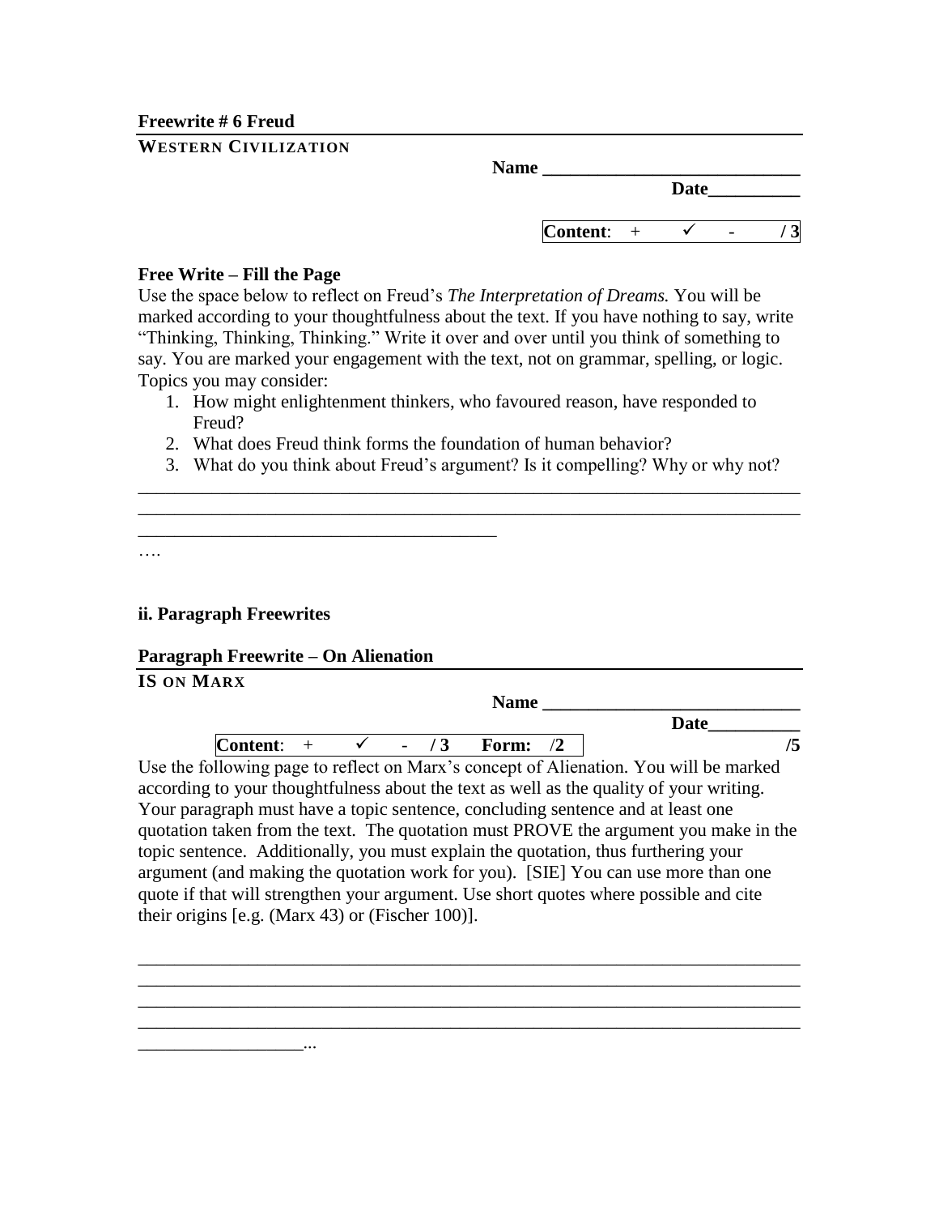**Freewrite # 6 Freud**

**WESTERN CIVILIZATION**

**Name** ____________________________

**Date**__________

| **Content**: | + | ✓ | - | **/ 3** |
|---|---|---|---|---|

**Free Write – Fill the Page**

Use the space below to reflect on Freud's *The Interpretation of Dreams.* You will be marked according to your thoughtfulness about the text. If you have nothing to say, write "Thinking, Thinking, Thinking." Write it over and over until you think of something to say. You are marked your engagement with the text, not on grammar, spelling, or logic. Topics you may consider:

1. How might enlightenment thinkers, who favoured reason, have responded to Freud?
2. What does Freud think forms the foundation of human behavior?
3. What do you think about Freud's argument? Is it compelling? Why or why not?

________________________________________________________________________
________________________________________________________________________
________________________________________

….

**ii. Paragraph Freewrites**

**Paragraph Freewrite – On Alienation**

**IS ON MARX**

**Name** ____________________________

**Date**__________

| **Content**: | + | ✓ | - | **/ 3** | **Form:** | **/2** | **/5** |
|---|---|---|---|---|---|---|---|

Use the following page to reflect on Marx's concept of Alienation. You will be marked according to your thoughtfulness about the text as well as the quality of your writing. Your paragraph must have a topic sentence, concluding sentence and at least one quotation taken from the text. The quotation must PROVE the argument you make in the topic sentence. Additionally, you must explain the quotation, thus furthering your argument (and making the quotation work for you). [SIE] You can use more than one quote if that will strengthen your argument. Use short quotes where possible and cite their origins [e.g. (Marx 43) or (Fischer 100)].

________________________________________________________________________
________________________________________________________________________
________________________________________________________________________
________________________________________________________________________
__________________...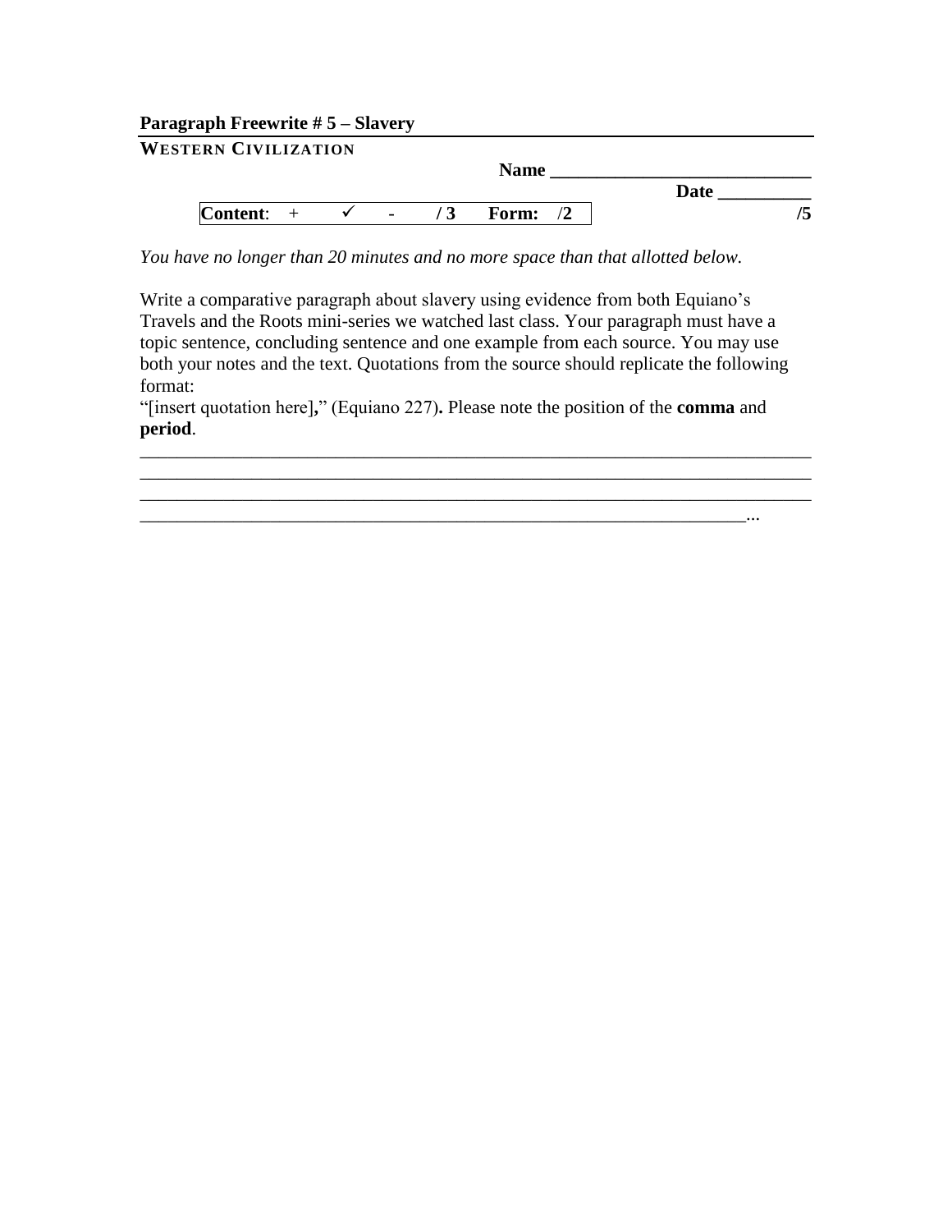**Paragraph Freewrite # 5 – Slavery**

**WESTERN CIVILIZATION**

**Name** ____________________________

**Date** __________

| **Content**: + ✓ - / 3 | **Form:** /2 |
|---|---|

**/5**

*You have no longer than 20 minutes and no more space than that allotted below.*

Write a comparative paragraph about slavery using evidence from both Equiano's Travels and the Roots mini-series we watched last class. Your paragraph must have a topic sentence, concluding sentence and one example from each source. You may use both your notes and the text. Quotations from the source should replicate the following format:

"[insert quotation here]**,**" (Equiano 227)**.** Please note the position of the **comma** and **period**.

___________________________________________________________________________

___________________________________________________________________________

___________________________________________________________________________

_____________________________________________________________________...